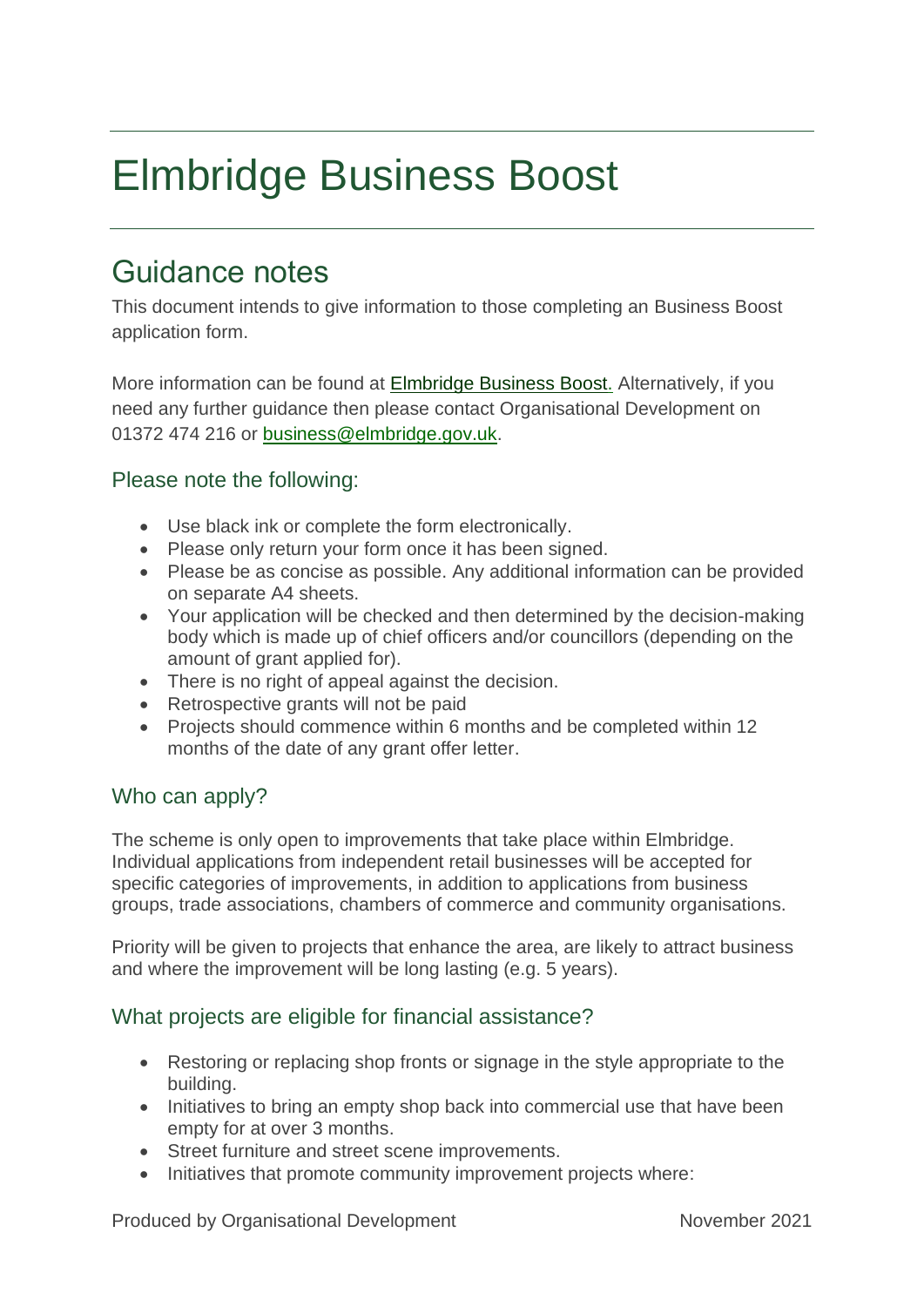# Elmbridge Business Boost

## Guidance notes

This document intends to give information to those completing an Business Boost application form.

More information can be found at [Elmbridge Business Boost.](#) Alternatively, if you need any further guidance then please contact Organisational Development on 01372 474 216 or business@elmbridge.gov.uk.

### Please note the following:

- Use black ink or complete the form electronically.
- Please only return your form once it has been signed.
- Please be as concise as possible. Any additional information can be provided on separate A4 sheets.
- Your application will be checked and then determined by the decision-making body which is made up of chief officers and/or councillors (depending on the amount of grant applied for).
- There is no right of appeal against the decision.
- Retrospective grants will not be paid
- Projects should commence within 6 months and be completed within 12 months of the date of any grant offer letter.

### Who can apply?

The scheme is only open to improvements that take place within Elmbridge. Individual applications from independent retail businesses will be accepted for specific categories of improvements, in addition to applications from business groups, trade associations, chambers of commerce and community organisations.

Priority will be given to projects that enhance the area, are likely to attract business and where the improvement will be long lasting (e.g. 5 years).

### What projects are eligible for financial assistance?

- Restoring or replacing shop fronts or signage in the style appropriate to the building.
- Initiatives to bring an empty shop back into commercial use that have been empty for at over 3 months.
- Street furniture and street scene improvements.
- Initiatives that promote community improvement projects where: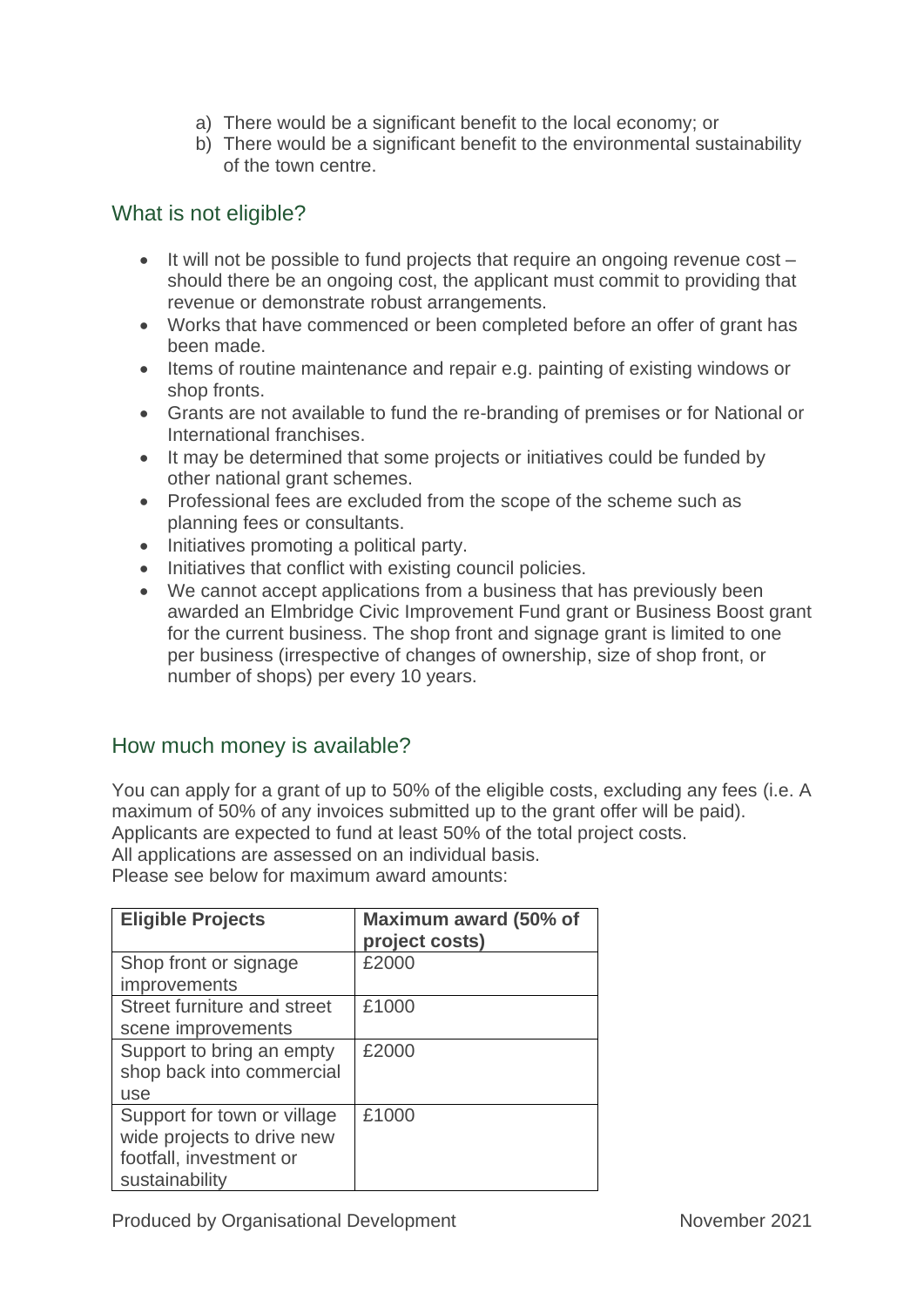a) There would be a significant benefit to the local economy; or
b) There would be a significant benefit to the environmental sustainability of the town centre.

## What is not eligible?

- It will not be possible to fund projects that require an ongoing revenue cost – should there be an ongoing cost, the applicant must commit to providing that revenue or demonstrate robust arrangements.
- Works that have commenced or been completed before an offer of grant has been made.
- Items of routine maintenance and repair e.g. painting of existing windows or shop fronts.
- Grants are not available to fund the re-branding of premises or for National or International franchises.
- It may be determined that some projects or initiatives could be funded by other national grant schemes.
- Professional fees are excluded from the scope of the scheme such as planning fees or consultants.
- Initiatives promoting a political party.
- Initiatives that conflict with existing council policies.
- We cannot accept applications from a business that has previously been awarded an Elmbridge Civic Improvement Fund grant or Business Boost grant for the current business. The shop front and signage grant is limited to one per business (irrespective of changes of ownership, size of shop front, or number of shops) per every 10 years.

## How much money is available?

You can apply for a grant of up to 50% of the eligible costs, excluding any fees (i.e. A maximum of 50% of any invoices submitted up to the grant offer will be paid).
Applicants are expected to fund at least 50% of the total project costs.
All applications are assessed on an individual basis.
Please see below for maximum award amounts:

| **Eligible Projects** | **Maximum award (50% of project costs)** |
|---|---|
| Shop front or signage improvements | £2000 |
| Street furniture and street scene improvements | £1000 |
| Support to bring an empty shop back into commercial use | £2000 |
| Support for town or village wide projects to drive new footfall, investment or sustainability | £1000 |

Produced by Organisational Development November 2021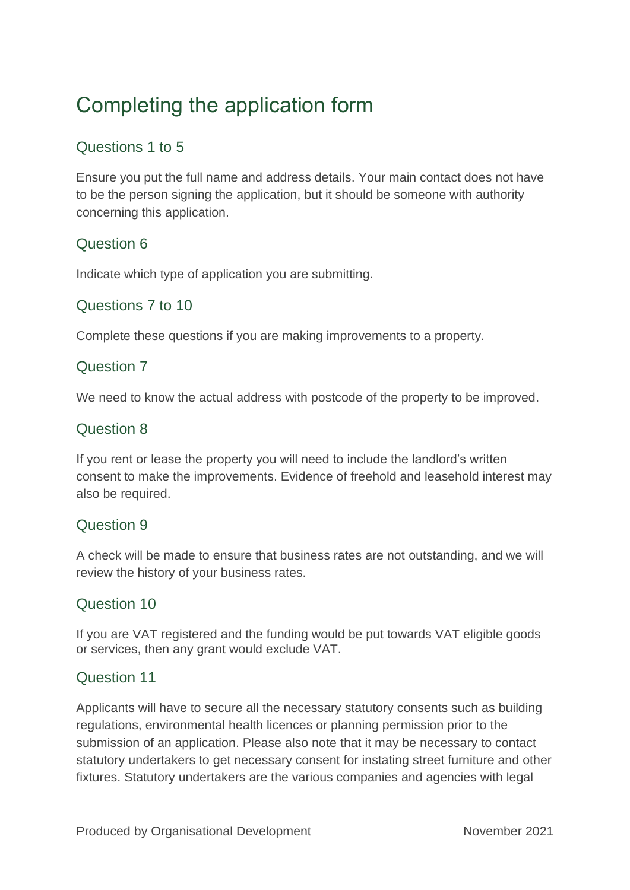# Completing the application form

## Questions 1 to 5

Ensure you put the full name and address details. Your main contact does not have to be the person signing the application, but it should be someone with authority concerning this application.

## Question 6

Indicate which type of application you are submitting.

## Questions 7 to 10

Complete these questions if you are making improvements to a property.

## Question 7

We need to know the actual address with postcode of the property to be improved.

## Question 8

If you rent or lease the property you will need to include the landlord's written consent to make the improvements. Evidence of freehold and leasehold interest may also be required.

## Question 9

A check will be made to ensure that business rates are not outstanding, and we will review the history of your business rates.

## Question 10

If you are VAT registered and the funding would be put towards VAT eligible goods or services, then any grant would exclude VAT.

## Question 11

Applicants will have to secure all the necessary statutory consents such as building regulations, environmental health licences or planning permission prior to the submission of an application. Please also note that it may be necessary to contact statutory undertakers to get necessary consent for instating street furniture and other fixtures. Statutory undertakers are the various companies and agencies with legal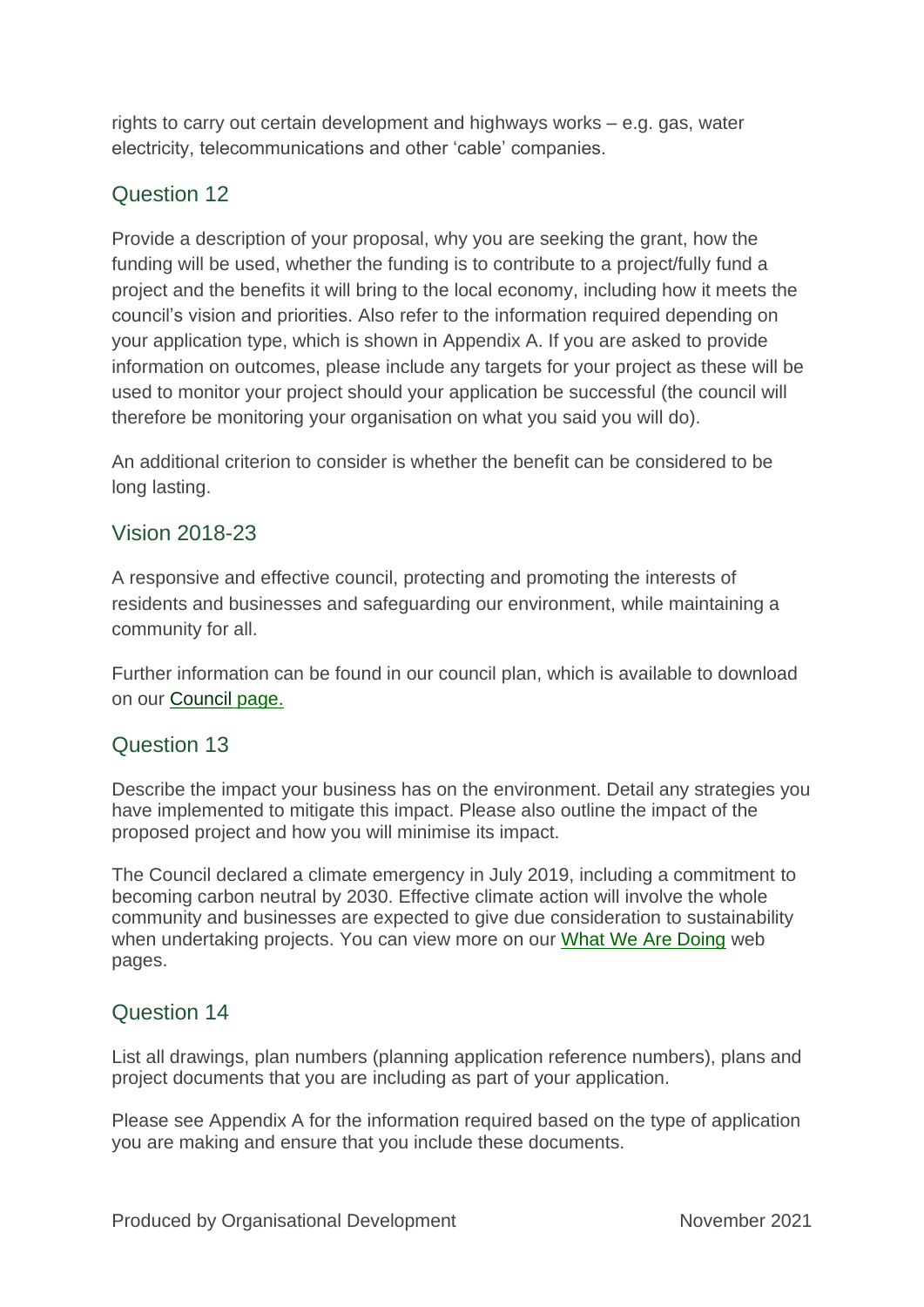rights to carry out certain development and highways works – e.g. gas, water electricity, telecommunications and other 'cable' companies.

## Question 12

Provide a description of your proposal, why you are seeking the grant, how the funding will be used, whether the funding is to contribute to a project/fully fund a project and the benefits it will bring to the local economy, including how it meets the council's vision and priorities. Also refer to the information required depending on your application type, which is shown in Appendix A. If you are asked to provide information on outcomes, please include any targets for your project as these will be used to monitor your project should your application be successful (the council will therefore be monitoring your organisation on what you said you will do).

An additional criterion to consider is whether the benefit can be considered to be long lasting.

## Vision 2018-23

A responsive and effective council, protecting and promoting the interests of residents and businesses and safeguarding our environment, while maintaining a community for all.

Further information can be found in our council plan, which is available to download on our [Council page.]()

## Question 13

Describe the impact your business has on the environment. Detail any strategies you have implemented to mitigate this impact. Please also outline the impact of the proposed project and how you will minimise its impact.

The Council declared a climate emergency in July 2019, including a commitment to becoming carbon neutral by 2030. Effective climate action will involve the whole community and businesses are expected to give due consideration to sustainability when undertaking projects. You can view more on our [What We Are Doing]() web pages.

## Question 14

List all drawings, plan numbers (planning application reference numbers), plans and project documents that you are including as part of your application.

Please see Appendix A for the information required based on the type of application you are making and ensure that you include these documents.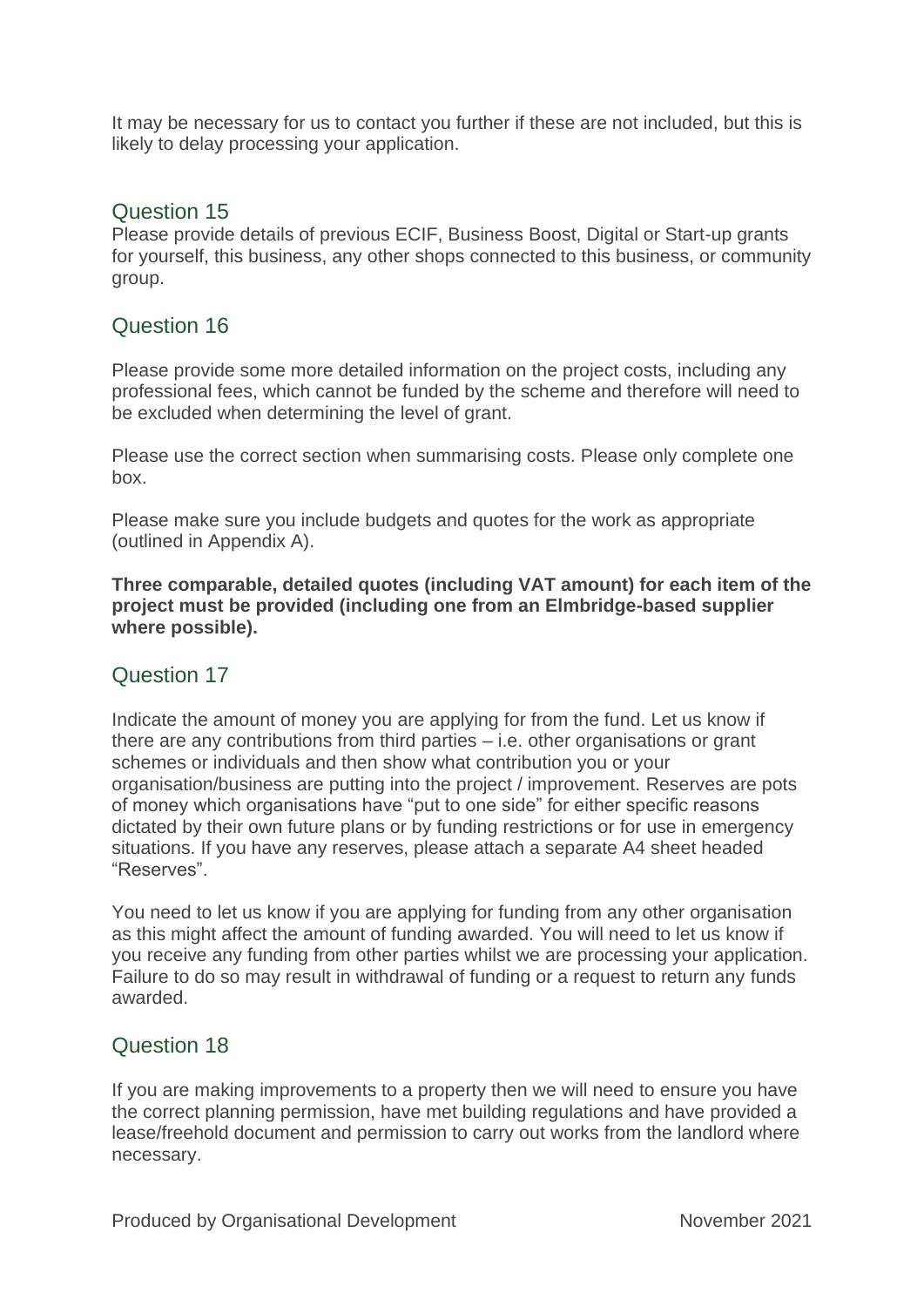It may be necessary for us to contact you further if these are not included, but this is likely to delay processing your application.

## Question 15

Please provide details of previous ECIF, Business Boost, Digital or Start-up grants for yourself, this business, any other shops connected to this business, or community group.

## Question 16

Please provide some more detailed information on the project costs, including any professional fees, which cannot be funded by the scheme and therefore will need to be excluded when determining the level of grant.

Please use the correct section when summarising costs. Please only complete one box.

Please make sure you include budgets and quotes for the work as appropriate (outlined in Appendix A).

**Three comparable, detailed quotes (including VAT amount) for each item of the project must be provided (including one from an Elmbridge-based supplier where possible).**

## Question 17

Indicate the amount of money you are applying for from the fund. Let us know if there are any contributions from third parties – i.e. other organisations or grant schemes or individuals and then show what contribution you or your organisation/business are putting into the project / improvement. Reserves are pots of money which organisations have "put to one side" for either specific reasons dictated by their own future plans or by funding restrictions or for use in emergency situations. If you have any reserves, please attach a separate A4 sheet headed "Reserves".

You need to let us know if you are applying for funding from any other organisation as this might affect the amount of funding awarded. You will need to let us know if you receive any funding from other parties whilst we are processing your application. Failure to do so may result in withdrawal of funding or a request to return any funds awarded.

## Question 18

If you are making improvements to a property then we will need to ensure you have the correct planning permission, have met building regulations and have provided a lease/freehold document and permission to carry out works from the landlord where necessary.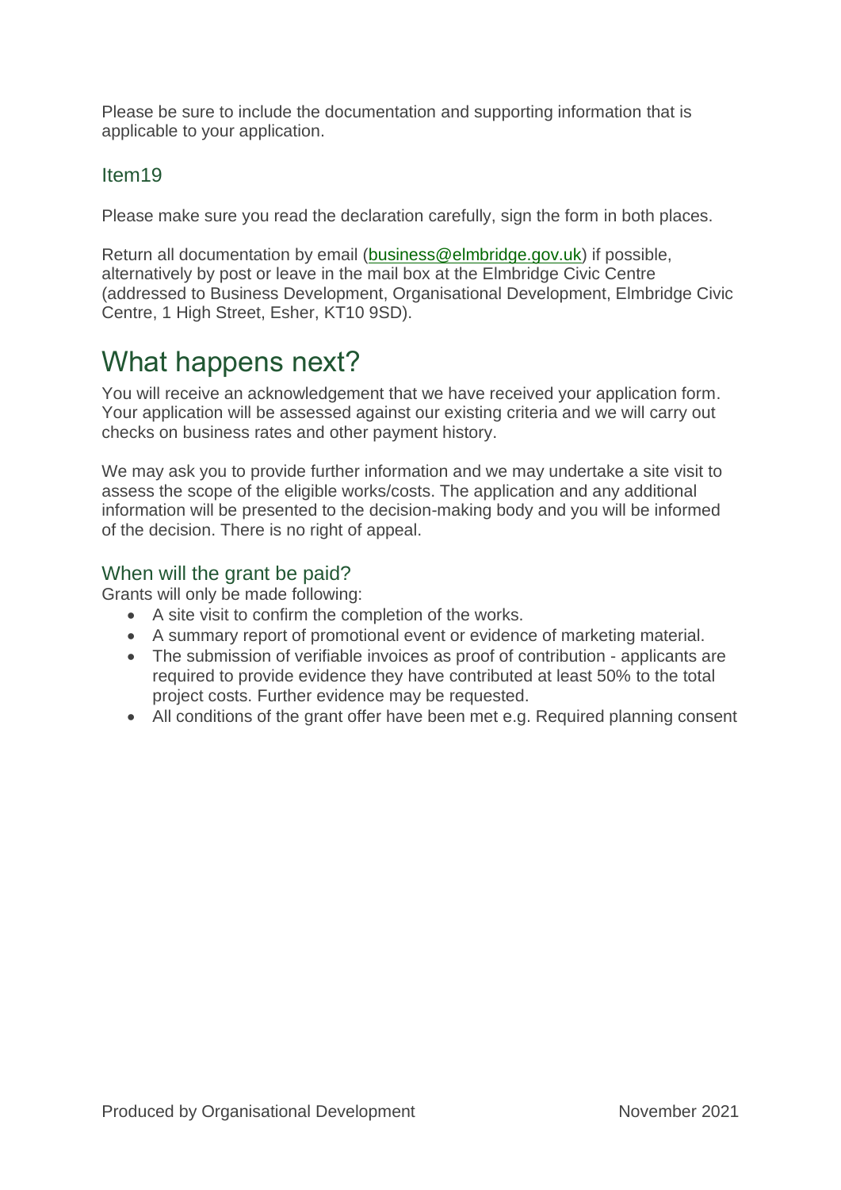Please be sure to include the documentation and supporting information that is applicable to your application.

### Item19

Please make sure you read the declaration carefully, sign the form in both places.

Return all documentation by email (business@elmbridge.gov.uk) if possible, alternatively by post or leave in the mail box at the Elmbridge Civic Centre (addressed to Business Development, Organisational Development, Elmbridge Civic Centre, 1 High Street, Esher, KT10 9SD).

## What happens next?

You will receive an acknowledgement that we have received your application form. Your application will be assessed against our existing criteria and we will carry out checks on business rates and other payment history.

We may ask you to provide further information and we may undertake a site visit to assess the scope of the eligible works/costs. The application and any additional information will be presented to the decision-making body and you will be informed of the decision. There is no right of appeal.

### When will the grant be paid?

Grants will only be made following:

- A site visit to confirm the completion of the works.
- A summary report of promotional event or evidence of marketing material.
- The submission of verifiable invoices as proof of contribution - applicants are required to provide evidence they have contributed at least 50% to the total project costs. Further evidence may be requested.
- All conditions of the grant offer have been met e.g. Required planning consent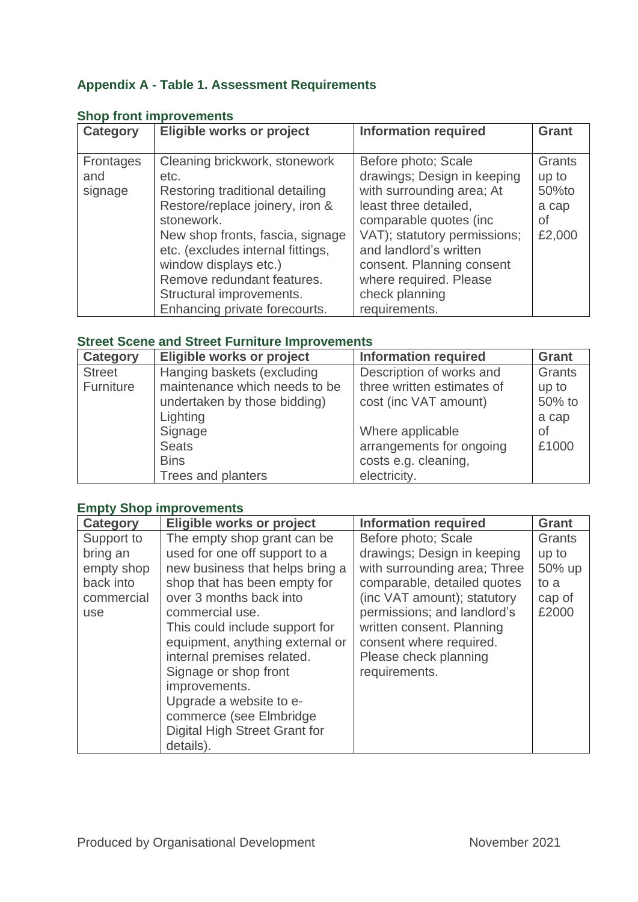## Appendix A - Table 1. Assessment Requirements

### Shop front improvements

| Category | Eligible works or project | Information required | Grant |
|---|---|---|---|
| Frontages and signage | Cleaning brickwork, stonework etc.<br>Restoring traditional detailing<br>Restore/replace joinery, iron & stonework.<br>New shop fronts, fascia, signage etc. (excludes internal fittings, window displays etc.)<br>Remove redundant features.<br>Structural improvements.<br>Enhancing private forecourts. | Before photo; Scale drawings; Design in keeping with surrounding area; At least three detailed, comparable quotes (inc VAT); statutory permissions; and landlord's written consent. Planning consent where required. Please check planning requirements. | Grants up to 50%to a cap of £2,000 |

### Street Scene and Street Furniture Improvements

| Category | Eligible works or project | Information required | Grant |
|---|---|---|---|
| Street Furniture | Hanging baskets (excluding maintenance which needs to be undertaken by those bidding)<br>Lighting<br>Signage<br>Seats<br>Bins<br>Trees and planters | Description of works and three written estimates of cost (inc VAT amount)<br><br>Where applicable arrangements for ongoing costs e.g. cleaning, electricity. | Grants up to 50% to a cap of £1000 |

### Empty Shop improvements

| Category | Eligible works or project | Information required | Grant |
|---|---|---|---|
| Support to bring an empty shop back into commercial use | The empty shop grant can be used for one off support to a new business that helps bring a shop that has been empty for over 3 months back into commercial use.<br>This could include support for equipment, anything external or internal premises related.<br>Signage or shop front improvements.<br>Upgrade a website to e-commerce (see Elmbridge Digital High Street Grant for details). | Before photo; Scale drawings; Design in keeping with surrounding area; Three comparable, detailed quotes (inc VAT amount); statutory permissions; and landlord's written consent. Planning consent where required. Please check planning requirements. | Grants up to 50% up to a cap of £2000 |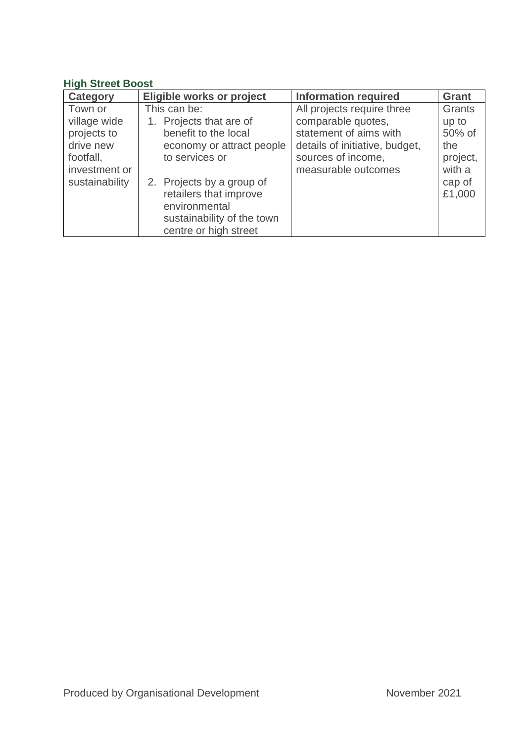### High Street Boost

| Category | Eligible works or project | Information required | Grant |
|---|---|---|---|
| Town or village wide projects to drive new footfall, investment or sustainability | This can be:<br>1. Projects that are of benefit to the local economy or attract people to services or<br>2. Projects by a group of retailers that improve environmental sustainability of the town centre or high street | All projects require three comparable quotes, statement of aims with details of initiative, budget, sources of income, measurable outcomes | Grants up to 50% of the project, with a cap of £1,000 |

Produced by Organisational Development November 2021